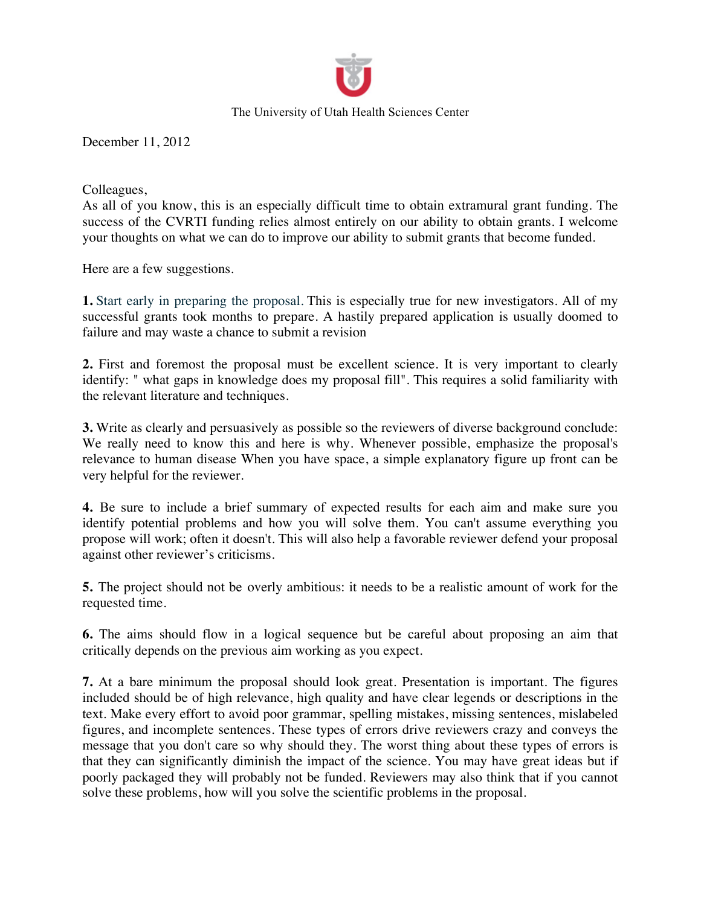The University of Utah Health Sciences Center

December 11, 2012

Colleagues,
As all of you know, this is an especially difficult time to obtain extramural grant funding. The success of the CVRTI funding relies almost entirely on our ability to obtain grants. I welcome your thoughts on what we can do to improve our ability to submit grants that become funded.

Here are a few suggestions.

**1.** Start early in preparing the proposal. This is especially true for new investigators. All of my successful grants took months to prepare. A hastily prepared application is usually doomed to failure and may waste a chance to submit a revision

**2.** First and foremost the proposal must be excellent science. It is very important to clearly identify: " what gaps in knowledge does my proposal fill". This requires a solid familiarity with the relevant literature and techniques.

**3.** Write as clearly and persuasively as possible so the reviewers of diverse background conclude: We really need to know this and here is why. Whenever possible, emphasize the proposal's relevance to human disease When you have space, a simple explanatory figure up front can be very helpful for the reviewer.

**4.** Be sure to include a brief summary of expected results for each aim and make sure you identify potential problems and how you will solve them. You can't assume everything you propose will work; often it doesn't. This will also help a favorable reviewer defend your proposal against other reviewer's criticisms.

**5.** The project should not be overly ambitious: it needs to be a realistic amount of work for the requested time.

**6.** The aims should flow in a logical sequence but be careful about proposing an aim that critically depends on the previous aim working as you expect.

**7.** At a bare minimum the proposal should look great. Presentation is important. The figures included should be of high relevance, high quality and have clear legends or descriptions in the text. Make every effort to avoid poor grammar, spelling mistakes, missing sentences, mislabeled figures, and incomplete sentences. These types of errors drive reviewers crazy and conveys the message that you don't care so why should they. The worst thing about these types of errors is that they can significantly diminish the impact of the science. You may have great ideas but if poorly packaged they will probably not be funded. Reviewers may also think that if you cannot solve these problems, how will you solve the scientific problems in the proposal.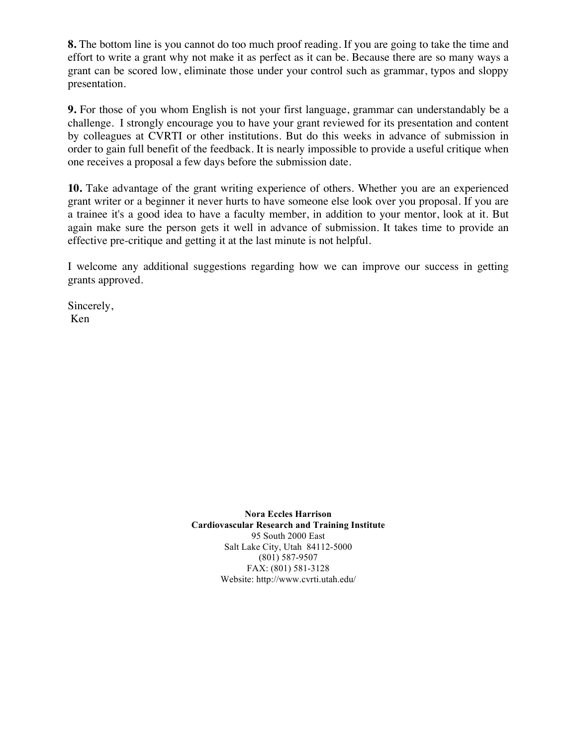**8.** The bottom line is you cannot do too much proof reading. If you are going to take the time and effort to write a grant why not make it as perfect as it can be. Because there are so many ways a grant can be scored low, eliminate those under your control such as grammar, typos and sloppy presentation.

**9.** For those of you whom English is not your first language, grammar can understandably be a challenge. I strongly encourage you to have your grant reviewed for its presentation and content by colleagues at CVRTI or other institutions. But do this weeks in advance of submission in order to gain full benefit of the feedback. It is nearly impossible to provide a useful critique when one receives a proposal a few days before the submission date.

**10.** Take advantage of the grant writing experience of others. Whether you are an experienced grant writer or a beginner it never hurts to have someone else look over you proposal. If you are a trainee it's a good idea to have a faculty member, in addition to your mentor, look at it. But again make sure the person gets it well in advance of submission. It takes time to provide an effective pre-critique and getting it at the last minute is not helpful.

I welcome any additional suggestions regarding how we can improve our success in getting grants approved.

Sincerely,
Ken

**Nora Eccles Harrison**
**Cardiovascular Research and Training Institute**
95 South 2000 East
Salt Lake City, Utah 84112-5000
(801) 587-9507
FAX: (801) 581-3128
Website: http://www.cvrti.utah.edu/